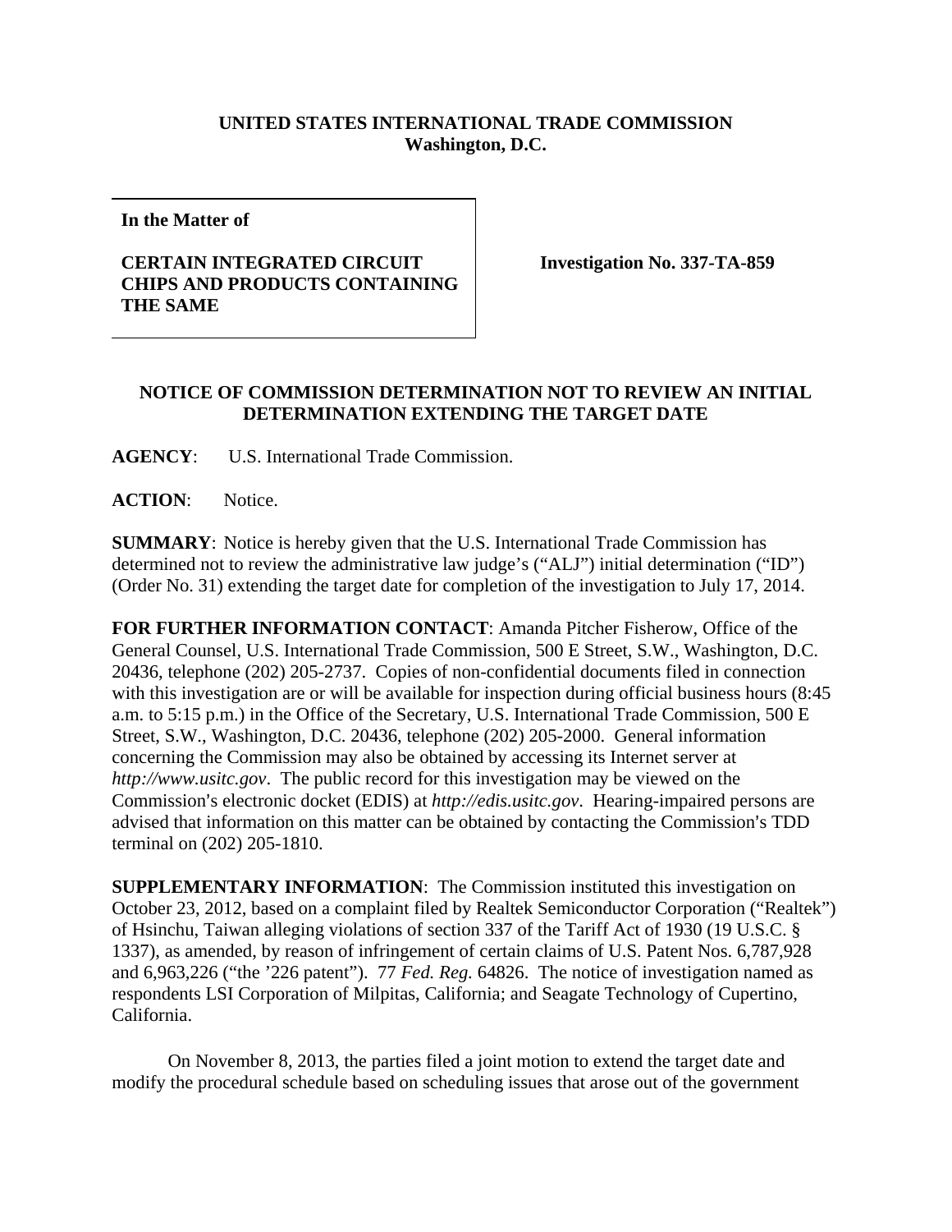**UNITED STATES INTERNATIONAL TRADE COMMISSION**
**Washington, D.C.**

**In the Matter of**

**CERTAIN INTEGRATED CIRCUIT CHIPS AND PRODUCTS CONTAINING THE SAME**

**Investigation No. 337-TA-859**

**NOTICE OF COMMISSION DETERMINATION NOT TO REVIEW AN INITIAL DETERMINATION EXTENDING THE TARGET DATE**

**AGENCY**: U.S. International Trade Commission.

**ACTION**: Notice.

**SUMMARY**: Notice is hereby given that the U.S. International Trade Commission has determined not to review the administrative law judge's ("ALJ") initial determination ("ID") (Order No. 31) extending the target date for completion of the investigation to July 17, 2014.

**FOR FURTHER INFORMATION CONTACT**: Amanda Pitcher Fisherow, Office of the General Counsel, U.S. International Trade Commission, 500 E Street, S.W., Washington, D.C. 20436, telephone (202) 205-2737. Copies of non-confidential documents filed in connection with this investigation are or will be available for inspection during official business hours (8:45 a.m. to 5:15 p.m.) in the Office of the Secretary, U.S. International Trade Commission, 500 E Street, S.W., Washington, D.C. 20436, telephone (202) 205-2000. General information concerning the Commission may also be obtained by accessing its Internet server at *http://www.usitc.gov*. The public record for this investigation may be viewed on the Commission's electronic docket (EDIS) at *http://edis.usitc.gov*. Hearing-impaired persons are advised that information on this matter can be obtained by contacting the Commission's TDD terminal on (202) 205-1810.

**SUPPLEMENTARY INFORMATION**: The Commission instituted this investigation on October 23, 2012, based on a complaint filed by Realtek Semiconductor Corporation ("Realtek") of Hsinchu, Taiwan alleging violations of section 337 of the Tariff Act of 1930 (19 U.S.C. § 1337), as amended, by reason of infringement of certain claims of U.S. Patent Nos. 6,787,928 and 6,963,226 ("the '226 patent"). 77 *Fed. Reg.* 64826. The notice of investigation named as respondents LSI Corporation of Milpitas, California; and Seagate Technology of Cupertino, California.

On November 8, 2013, the parties filed a joint motion to extend the target date and modify the procedural schedule based on scheduling issues that arose out of the government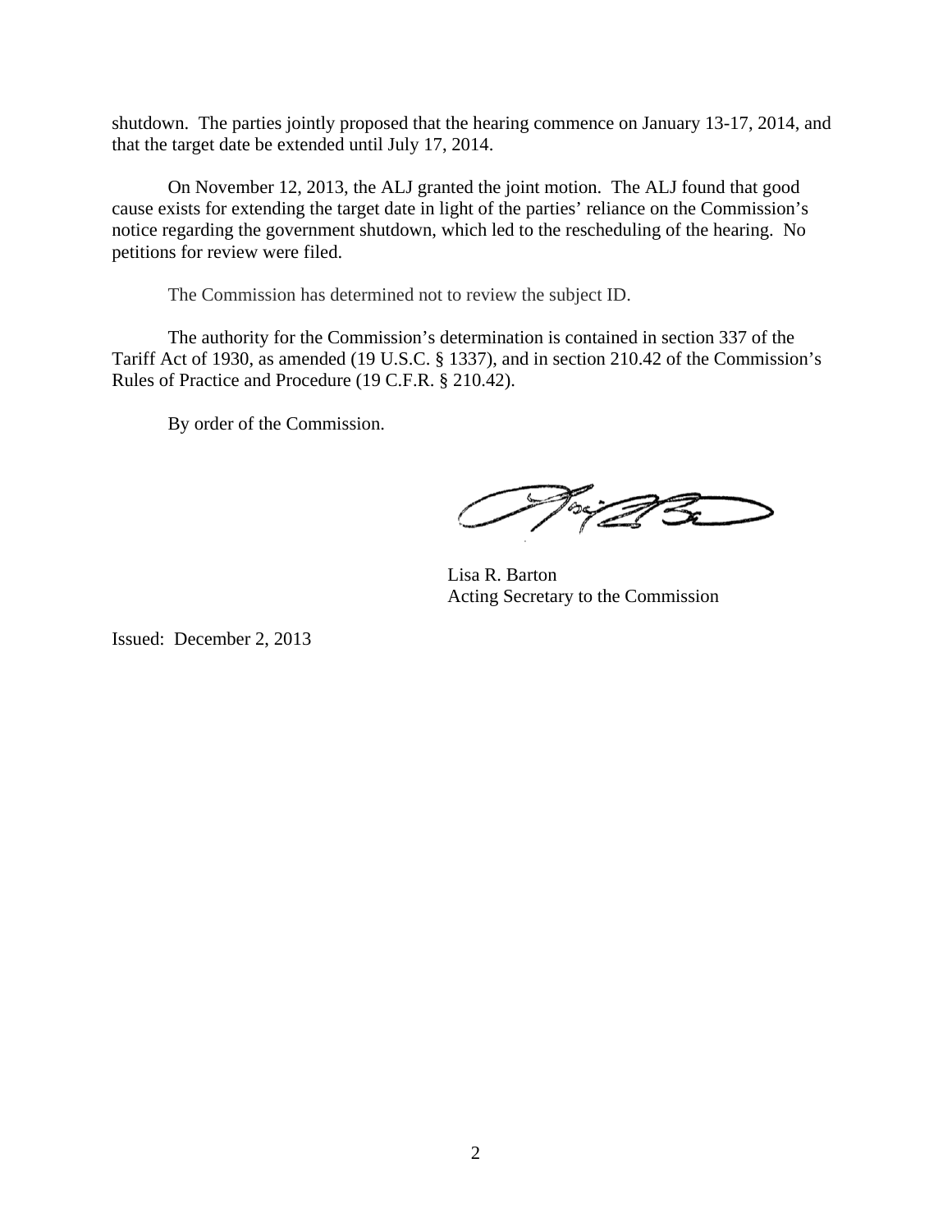shutdown. The parties jointly proposed that the hearing commence on January 13-17, 2014, and that the target date be extended until July 17, 2014.

On November 12, 2013, the ALJ granted the joint motion. The ALJ found that good cause exists for extending the target date in light of the parties' reliance on the Commission's notice regarding the government shutdown, which led to the rescheduling of the hearing. No petitions for review were filed.

The Commission has determined not to review the subject ID.

The authority for the Commission's determination is contained in section 337 of the Tariff Act of 1930, as amended (19 U.S.C. § 1337), and in section 210.42 of the Commission's Rules of Practice and Procedure (19 C.F.R. § 210.42).

By order of the Commission.

Lisa R. Barton
Acting Secretary to the Commission

Issued: December 2, 2013